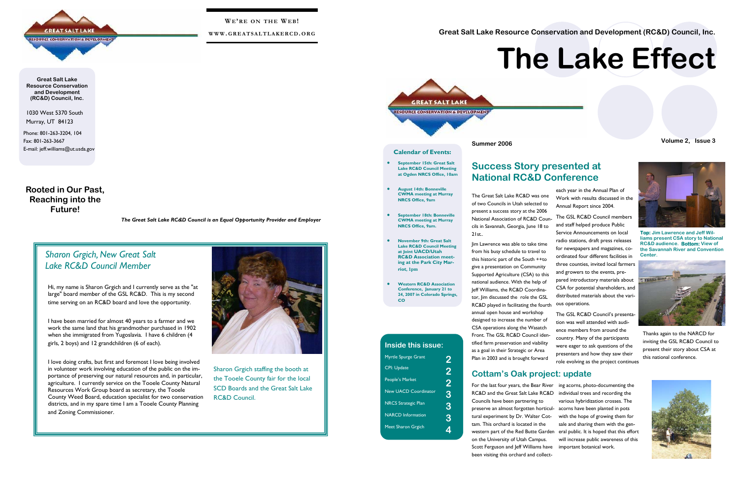**We're on the Web!**

**www.greatsaltlakercd.org**

**Great Salt Lake Resource Conservation and Development (RC&D) Council, Inc.**

1030 West 5370 South
Murray, UT 84123

Phone: 801-263-3204, 104
Fax: 801-263-3667
E-mail: jeff.williams@ut.usda.gov

**Rooted in Our Past, Reaching into the Future!**

***The Great Salt Lake RC&D Council is an Equal Opportunity Provider and Employer***

## *Sharon Grgich, New Great Salt Lake RC&D Council Member*

Hi, my name is Sharon Grgich and I currently serve as the "at large" board member of the GSL RC&D. This is my second time serving on an RC&D board and love the opportunity.

I have been married for almost 40 years to a farmer and we work the same land that his grandmother purchased in 1902 when she immigrated from Yugoslavia. I have 6 children (4 girls, 2 boys) and 12 grandchildren (6 of each).

I love doing crafts, but first and foremost I love being involved in volunteer work involving education of the public on the importance of preserving our natural resources and, in particular, agriculture. I currently service on the Tooele County Natural Resources Work Group board as secretary, the Tooele County Weed Board, education specialist for two conservation districts, and in my spare time I am a Tooele County Planning and Zoning Commissioner.

Sharon Grgich staffing the booth at the Tooele County fair for the local SCD Boards and the Great Salt Lake RC&D Council.

**Great Salt Lake Resource Conservation and Development (RC&D) Council, Inc.**

# The Lake Effect

**Summer 2006** — **Volume 2, Issue 3**

### Calendar of Events:

- **September 15th: Great Salt Lake RC&D Council Meeting at Ogden NRCS Office, 10am**
- **August 14th: Bonneville CWMA meeting at Murray NRCS Office, 9am**
- **September 18th: Bonneville CWMA meeting at Murray NRCS Office, 9am.**
- **November 9th: Great Salt Lake RC&D Council Meeting at Joint UACD/Utah RC&D Association meeting at the Park City Marriot, 1pm**
- **Western RC&D Association Conference, January 21 to 24, 2007 in Colorado Springs, CO**

### Inside this issue:

| | |
|---|---|
| Myrtle Spurge Grant | 2 |
| CPI: Update | 2 |
| People's Market | 2 |
| New UACD Coordinator | 3 |
| NRCS Strategic Plan | 3 |
| NARCD Information | 3 |
| Meet Sharon Grgich | 4 |

## Success Story presented at National RC&D Conference

The Great Salt Lake RC&D was one of two Councils in Utah selected to present a success story at the 2006 National Association of RC&D Councils in Savannah, Georgia, June 18 to 21st..

Jim Lawrence was able to take time from his busy schedule to travel to this historic part of the South ++to give a presentation on Community Supported Agriculture (CSA) to this national audience. With the help of Jeff Williams, the RC&D Coordinator, Jim discussed the role the GSL RC&D played in facilitating the fourth annual open house and workshop designed to increase the number of CSA operations along the Wasatch Front. The GSL RC&D Council identified farm preservation and viability as a goal in their Strategic or Area Plan in 2003 and is brought forward each year in the Annual Plan of Work with results discussed in the Annual Report since 2004.

The GSL RC&D Council members and staff helped produce Public Service Announcements on local radio stations, draft press releases for newspapers and magazines, coordinated four different facilities in three counties, invited local farmers and growers to the events, prepared introductory materials about CSA for potential shareholders, and distributed materials about the various operations.

The GSL RC&D Council's presentation was well attended with audience members from around the country. Many of the participants were eager to ask questions of the presenters and how they saw their role evolving as the project continues.

**Top: Jim Lawrence and Jeff Williams present CSA story to National RC&D audience. Bottom: View of the Savannah River and Convention Center.**

Thanks again to the NARCD for inviting the GSL RC&D Council to present their story about CSA at this national conference.

## Cottam's Oak project: update

For the last four years, the Bear River RC&D and the Great Salt Lake RC&D Councils have been partnering to preserve an almost forgotten horticultural experiment by Dr. Walter Cottam. This orchard is located in the western part of the Red Butte Garden on the University of Utah Campus. Scott Ferguson and Jeff Williams have been visiting this orchard and collecting acorns, photo-documenting the individual trees and recording the various hybridization crosses. The acorns have been planted in pots with the hope of growing them for sale and sharing them with the general public. It is hoped that this effort will increase public awareness of this important botanical work.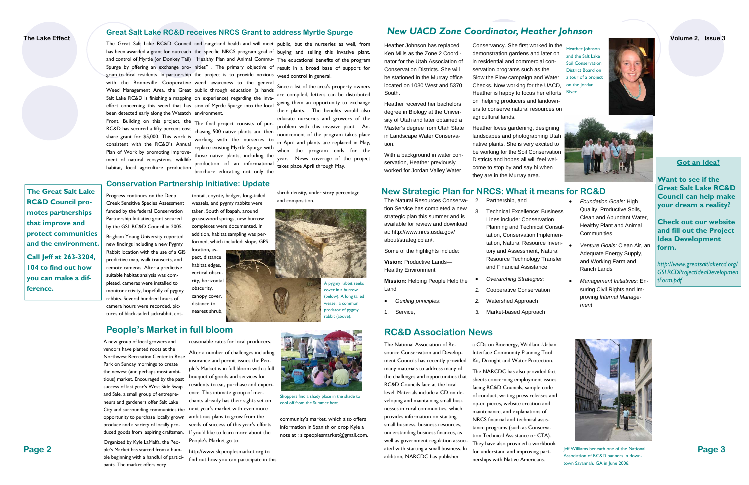## Great Salt Lake RC&D receives NRCS Grant to address Myrtle Spurge

The Great Salt Lake RC&D Council has been awarded a grant for outreach and control of Myrtle (or Donkey Tail) Spurge by offering an exchange program to local residents. In partnership with the Bonneville Cooperative Weed Management Area, the Great Salt Lake RC&D is finishing a mapping effort concerning this weed that has been detected early along the Wasatch Front. Building on this project, the RC&D has secured a fifty percent cost share grant for $5,000. This work is consistent with the RC&D's Annual Plan of Work by promoting improvement of natural ecosystems, wildlife habitat, local agriculture production and rangeland health and will meet the specific NRCS program goal of "Healthy Plan and Animal Communities". The primary objective of the project is to provide noxious weed awareness to the general public through education (a hands on experience) regarding the invasion of Myrtle Spurge into the local environment.

The final project consists of purchasing 500 native plants and then working with the nurseries to replace existing Myrtle Spurge with those native plants, including the production of an informational brochure educating not only the public, but the nurseries as well, from buying and selling this invasive plant. The educational benefits of the program result in a broad base of support for weed control in general.

Since a list of the area's property owners are compiled, letters can be distributed giving them an opportunity to exchange their plants. The benefits would also educate nurseries and growers of the problem with this invasive plant. Announcement of the program takes place in April and plants are replaced in May, when the program ends for the year. News coverage of the project takes place April through May.

## Conservation Partnership Initiative: Update

Progress continues on the Deep Creek Sensitive Species Assessment funded by the federal Conservation Partnership Initiative grant secured by the GSL RC&D Council in 2005.

Brigham Young University reported new findings including a new Pygmy Rabbit location with the use of a GIS predictive map, walk transects, and remote cameras. After a predictive suitable habitat analysis was completed, cameras were installed to monitor activity, hopefully of pygmy rabbits. Several hundred hours of camera hours were recorded, pictures of black-tailed jackrabbit, cottontail, coyote, badger, long-tailed weasels, and pygmy rabbits were taken. South of Ibapah, around greasewood springs, new burrow complexes were documented. In addition, habitat sampling was performed, which included: slope, GPS location, aspect, distance habitat edges, vertical obscurity, horizontal obscurity, canopy cover, distance to nearest shrub, shrub density, under story percentage and composition.

A pygmy rabbit seeks cover in a burrow (below). A long tailed weasel, a common predator of pygmy rabbit (above).

**The Great Salt Lake RC&D Council promotes partnerships that improve and protect communities and the environment.**

**Call Jeff at 263-3204, 104 to find out how you can make a difference.**

## People's Market in full bloom

A new group of local growers and vendors have planted roots at the Northwest Recreation Center in Rose Park on Sunday mornings to create the newest (and perhaps most ambitious) market. Encouraged by the past success of last year's West Side Swap and Sale, a small group of entrepreneurs and gardeners offer Salt Lake City and surrounding communities the opportunity to purchase locally grown produce and a variety of locally produced goods from aspiring craftsman.

Organized by Kyle LaMalfa, the People's Market has started from a humble beginning with a handful of participants. The market offers very reasonable rates for local producers.

After a number of challenges including insurance and permit issues the People's Market is in full bloom with a full bouquet of goods and services for residents to eat, purchase and experience. This intimate group of merchants already has their sights set on next year's market with even more ambitious plans to grow from the seeds of success of this year's efforts. If you'd like to learn more about the People's Market go to:

http://www.slcpeoplesmarket.org to find out how you can participate in this community's market, which also offers information in Spanish or drop Kyle a note at : slcpeoplesmarket@gmail.com.

Shoppers find a shady place in the shade to cool off from the Summer heat.

## New UACD Zone Coordinator, Heather Johnson

Heather Johnson has replaced Ken Mills as the Zone 2 Coordinator for the Utah Association of Conservation Districts. She will be stationed in the Murray office located on 1030 West and 5370 South.

Heather received her bachelors degree in Biology at the University of Utah and later obtained a Master's degree from Utah State in Landscape Water Conservation.

With a background in water conservation, Heather previously worked for Jordan Valley Water Conservancy. She first worked in the demonstration gardens and later on in residential and commercial conservation programs such as the Slow the Flow campaign and Water Checks. Now working for the UACD, Heather is happy to focus her efforts on helping producers and landowners to conserve natural resources on agricultural lands.

Heather loves gardening, designing landscapes and photographing Utah native plants. She is very excited to be working for the Soil Conservation Districts and hopes all will feel welcome to stop by and say hi when they are in the Murray area.

Heather Johnson and the Salt Lake Soil Conservation District Board on a tour of a project on the Jordan River.

**Got an Idea?**

**Want to see if the Great Salt Lake RC&D Council can help make your dream a reality?**

**Check out our website and fill out the Project Idea Development form.**

*http://www.greatsaltlakercd.org/GSLRCDProjectIdeaDevelopmentForm.pdf*

## New Strategic Plan for NRCS: What it means for RC&D

The Natural Resources Conservation Service has completed a new strategic plan this summer and is available for review and download at: http://www.nrcs.usda.gov/about/strategicplan/.

Some of the highlights include:

**Vision:** Productive Lands—Healthy Environment

**Mission:** Helping People Help the Land

- *Guiding principles*:

1. Service,
2. Partnership, and
3. Technical Excellence: Business Lines include: Conservation Planning and Technical Consultation, Conservation Implementation, Natural Resource Inventory and Assessment, Natural Resource Technology Transfer and Financial Assistance

- *Overarching Strategies:*

1. Cooperative Conservation
2. Watershed Approach
3. Market-based Approach

- *Foundation Goals:* High Quality, Productive Soils, Clean and Abundant Water, Healthy Plant and Animal Communities
- *Venture Goals:* Clean Air, an Adequate Energy Supply, and Working Farm and Ranch Lands
- *Management Initiatives:* Ensuring Civil Rights and Improving *Internal Management*

## RC&D Association News

The National Association of Resource Conservation and Development Councils has recently provided many materials to address many of the challenges and opportunities that RC&D Councils face at the local level. Materials include a CD on developing and maintaining small businesses in rural communities, which provides information on starting small business, business resources, understanding business finances, as well as government regulation associated with starting a small business. In addition, NARCDC has published a CDs on Bioenergy, Wildland-Urban Interface Community Planning Tool Kit, Drought and Water Protection.

The NARCDC has also provided fact sheets concerning employment issues facing RC&D Councils, sample code of conduct, writing press releases and op-ed pieces, website creation and maintenance, and explanations of NRCS financial and technical assistance programs (such as Conservation Technical Assistance or CTA). They have also provided a workbook for understand and improving partnerships with Native Americans.

Jeff Williams beneath one of the National Association of RC&D banners in downtown Savannah, GA in June 2006.